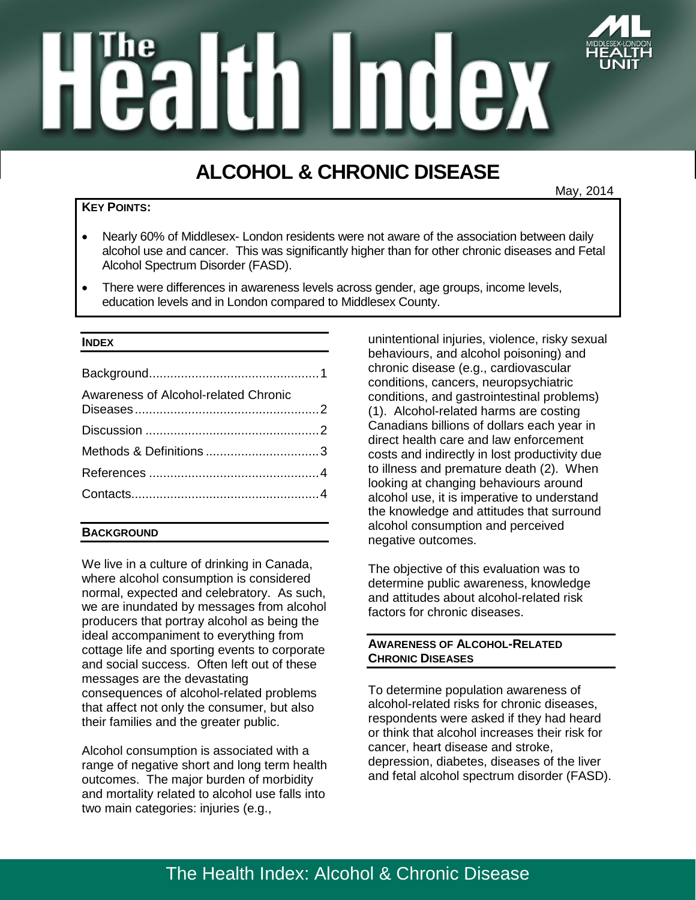# The Health Index

MIDDLESEX-LONDON HEALTH UNIT

## ALCOHOL & CHRONIC DISEASE

May, 2014

**KEY POINTS:**

- Nearly 60% of Middlesex- London residents were not aware of the association between daily alcohol use and cancer. This was significantly higher than for other chronic diseases and Fetal Alcohol Spectrum Disorder (FASD).
- There were differences in awareness levels across gender, age groups, income levels, education levels and in London compared to Middlesex County.

### INDEX

| | |
|---|---|
| Background | 1 |
| Awareness of Alcohol-related Chronic Diseases | 2 |
| Discussion | 2 |
| Methods & Definitions | 3 |
| References | 4 |
| Contacts | 4 |

### BACKGROUND

We live in a culture of drinking in Canada, where alcohol consumption is considered normal, expected and celebratory. As such, we are inundated by messages from alcohol producers that portray alcohol as being the ideal accompaniment to everything from cottage life and sporting events to corporate and social success. Often left out of these messages are the devastating consequences of alcohol-related problems that affect not only the consumer, but also their families and the greater public.

Alcohol consumption is associated with a range of negative short and long term health outcomes. The major burden of morbidity and mortality related to alcohol use falls into two main categories: injuries (e.g., unintentional injuries, violence, risky sexual behaviours, and alcohol poisoning) and chronic disease (e.g., cardiovascular conditions, cancers, neuropsychiatric conditions, and gastrointestinal problems) (1). Alcohol-related harms are costing Canadians billions of dollars each year in direct health care and law enforcement costs and indirectly in lost productivity due to illness and premature death (2). When looking at changing behaviours around alcohol use, it is imperative to understand the knowledge and attitudes that surround alcohol consumption and perceived negative outcomes.

The objective of this evaluation was to determine public awareness, knowledge and attitudes about alcohol-related risk factors for chronic diseases.

### AWARENESS OF ALCOHOL-RELATED CHRONIC DISEASES

To determine population awareness of alcohol-related risks for chronic diseases, respondents were asked if they had heard or think that alcohol increases their risk for cancer, heart disease and stroke, depression, diabetes, diseases of the liver and fetal alcohol spectrum disorder (FASD).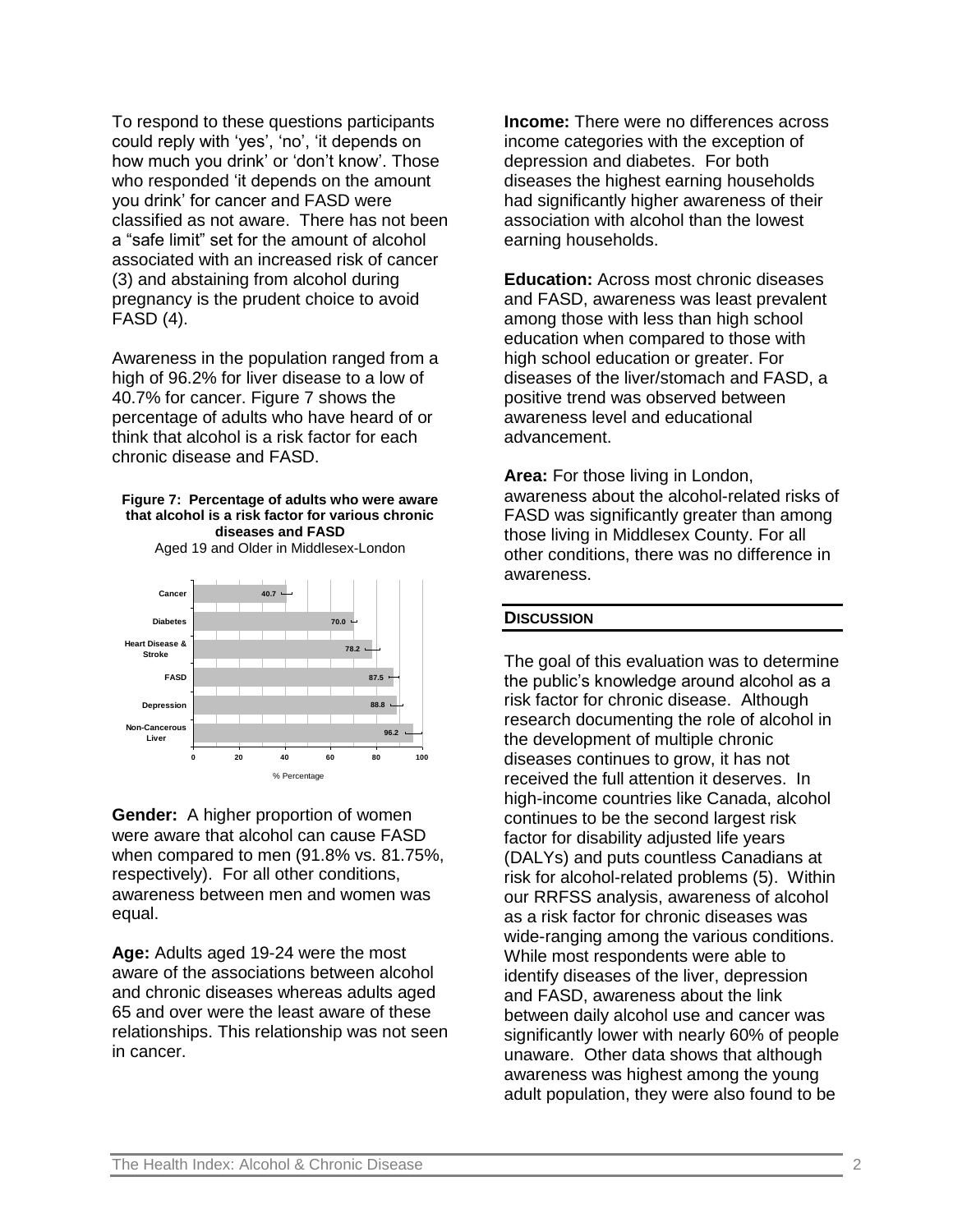To respond to these questions participants could reply with 'yes', 'no', 'it depends on how much you drink' or 'don't know'. Those who responded 'it depends on the amount you drink' for cancer and FASD were classified as not aware. There has not been a "safe limit" set for the amount of alcohol associated with an increased risk of cancer (3) and abstaining from alcohol during pregnancy is the prudent choice to avoid FASD (4).

Awareness in the population ranged from a high of 96.2% for liver disease to a low of 40.7% for cancer. Figure 7 shows the percentage of adults who have heard of or think that alcohol is a risk factor for each chronic disease and FASD.

**Figure 7: Percentage of adults who were aware that alcohol is a risk factor for various chronic diseases and FASD**

Aged 19 and Older in Middlesex-London

Cancer 40.7
Diabetes 70.0
Heart Disease & Stroke 78.2
FASD 87.5
Depression 88.8
Non-Cancerous Liver 96.2

0 20 40 60 80 100

% Percentage

**Gender:** A higher proportion of women were aware that alcohol can cause FASD when compared to men (91.8% vs. 81.75%, respectively). For all other conditions, awareness between men and women was equal.

**Age:** Adults aged 19-24 were the most aware of the associations between alcohol and chronic diseases whereas adults aged 65 and over were the least aware of these relationships. This relationship was not seen in cancer.

**Income:** There were no differences across income categories with the exception of depression and diabetes. For both diseases the highest earning households had significantly higher awareness of their association with alcohol than the lowest earning households.

**Education:** Across most chronic diseases and FASD, awareness was least prevalent among those with less than high school education when compared to those with high school education or greater. For diseases of the liver/stomach and FASD, a positive trend was observed between awareness level and educational advancement.

**Area:** For those living in London, awareness about the alcohol-related risks of FASD was significantly greater than among those living in Middlesex County. For all other conditions, there was no difference in awareness.

## DISCUSSION

The goal of this evaluation was to determine the public's knowledge around alcohol as a risk factor for chronic disease. Although research documenting the role of alcohol in the development of multiple chronic diseases continues to grow, it has not received the full attention it deserves. In high-income countries like Canada, alcohol continues to be the second largest risk factor for disability adjusted life years (DALYs) and puts countless Canadians at risk for alcohol-related problems (5). Within our RRFSS analysis, awareness of alcohol as a risk factor for chronic diseases was wide-ranging among the various conditions. While most respondents were able to identify diseases of the liver, depression and FASD, awareness about the link between daily alcohol use and cancer was significantly lower with nearly 60% of people unaware. Other data shows that although awareness was highest among the young adult population, they were also found to be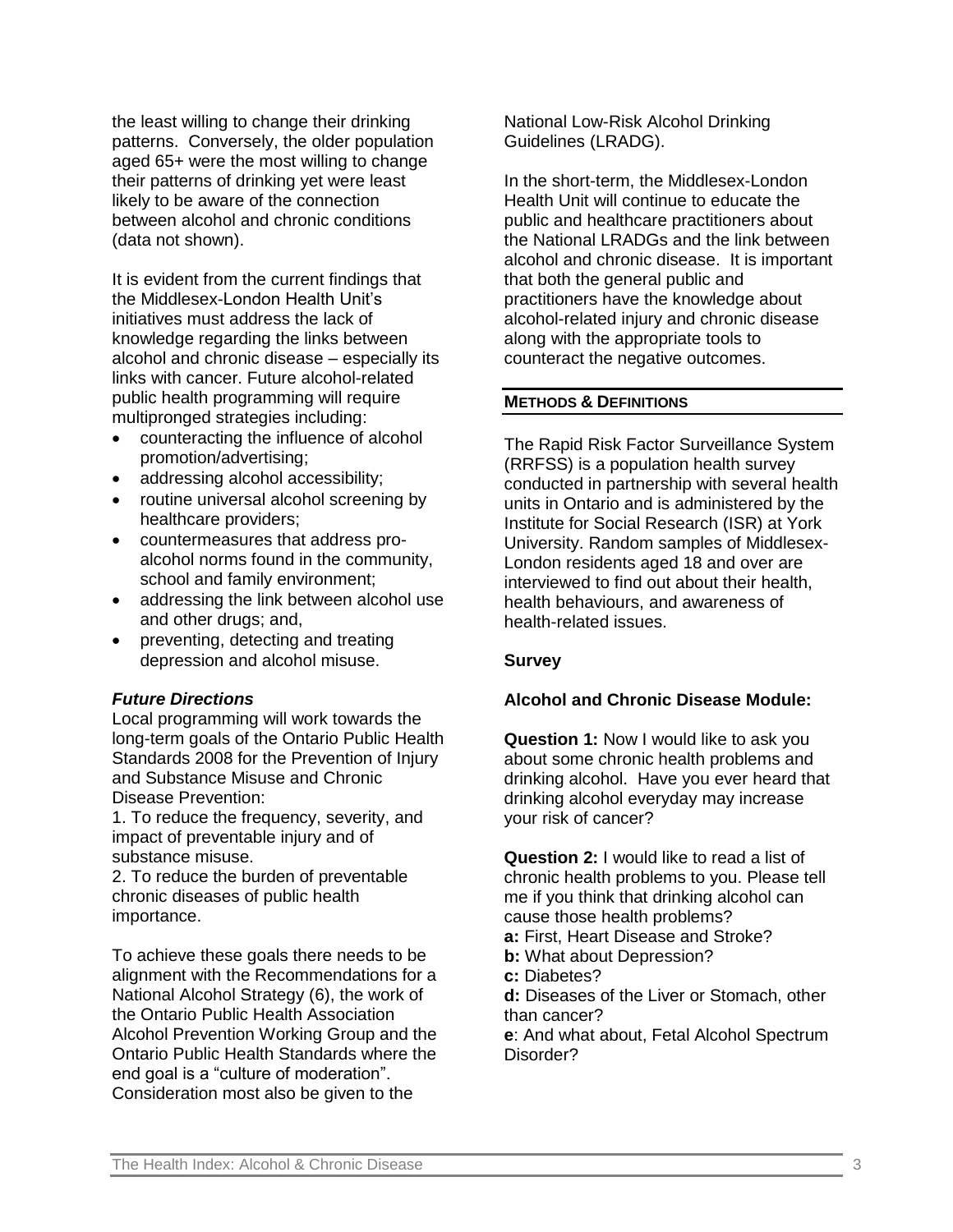the least willing to change their drinking patterns. Conversely, the older population aged 65+ were the most willing to change their patterns of drinking yet were least likely to be aware of the connection between alcohol and chronic conditions (data not shown).

It is evident from the current findings that the Middlesex-London Health Unit's initiatives must address the lack of knowledge regarding the links between alcohol and chronic disease – especially its links with cancer. Future alcohol-related public health programming will require multipronged strategies including:

- counteracting the influence of alcohol promotion/advertising;
- addressing alcohol accessibility;
- routine universal alcohol screening by healthcare providers;
- countermeasures that address pro-alcohol norms found in the community, school and family environment;
- addressing the link between alcohol use and other drugs; and,
- preventing, detecting and treating depression and alcohol misuse.

### *Future Directions*

Local programming will work towards the long-term goals of the Ontario Public Health Standards 2008 for the Prevention of Injury and Substance Misuse and Chronic Disease Prevention:

1. To reduce the frequency, severity, and impact of preventable injury and of substance misuse.
2. To reduce the burden of preventable chronic diseases of public health importance.

To achieve these goals there needs to be alignment with the Recommendations for a National Alcohol Strategy (6), the work of the Ontario Public Health Association Alcohol Prevention Working Group and the Ontario Public Health Standards where the end goal is a "culture of moderation". Consideration most also be given to the National Low-Risk Alcohol Drinking Guidelines (LRADG).

In the short-term, the Middlesex-London Health Unit will continue to educate the public and healthcare practitioners about the National LRADGs and the link between alcohol and chronic disease. It is important that both the general public and practitioners have the knowledge about alcohol-related injury and chronic disease along with the appropriate tools to counteract the negative outcomes.

## METHODS & DEFINITIONS

The Rapid Risk Factor Surveillance System (RRFSS) is a population health survey conducted in partnership with several health units in Ontario and is administered by the Institute for Social Research (ISR) at York University. Random samples of Middlesex-London residents aged 18 and over are interviewed to find out about their health, health behaviours, and awareness of health-related issues.

### Survey

### Alcohol and Chronic Disease Module:

**Question 1:** Now I would like to ask you about some chronic health problems and drinking alcohol. Have you ever heard that drinking alcohol everyday may increase your risk of cancer?

**Question 2:** I would like to read a list of chronic health problems to you. Please tell me if you think that drinking alcohol can cause those health problems?

**a:** First, Heart Disease and Stroke?

**b:** What about Depression?

**c:** Diabetes?

**d:** Diseases of the Liver or Stomach, other than cancer?

**e**: And what about, Fetal Alcohol Spectrum Disorder?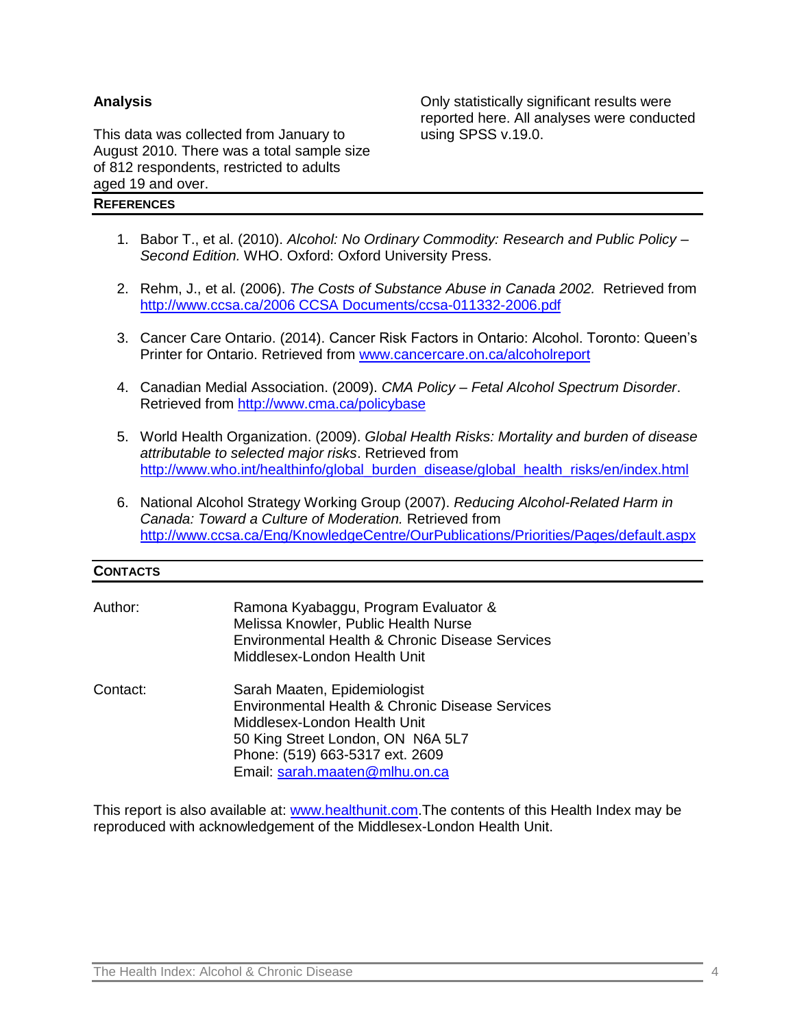### Analysis

This data was collected from January to August 2010. There was a total sample size of 812 respondents, restricted to adults aged 19 and over.

Only statistically significant results were reported here. All analyses were conducted using SPSS v.19.0.

## REFERENCES

1. Babor T., et al. (2010). *Alcohol: No Ordinary Commodity: Research and Public Policy – Second Edition.* WHO. Oxford: Oxford University Press.

2. Rehm, J., et al. (2006). *The Costs of Substance Abuse in Canada 2002.* Retrieved from http://www.ccsa.ca/2006 CCSA Documents/ccsa-011332-2006.pdf

3. Cancer Care Ontario. (2014). Cancer Risk Factors in Ontario: Alcohol. Toronto: Queen's Printer for Ontario. Retrieved from www.cancercare.on.ca/alcoholreport

4. Canadian Medial Association. (2009). *CMA Policy – Fetal Alcohol Spectrum Disorder*. Retrieved from http://www.cma.ca/policybase

5. World Health Organization. (2009). *Global Health Risks: Mortality and burden of disease attributable to selected major risks*. Retrieved from http://www.who.int/healthinfo/global_burden_disease/global_health_risks/en/index.html

6. National Alcohol Strategy Working Group (2007). *Reducing Alcohol-Related Harm in Canada: Toward a Culture of Moderation.* Retrieved from http://www.ccsa.ca/Eng/KnowledgeCentre/OurPublications/Priorities/Pages/default.aspx

## CONTACTS

Author:
Ramona Kyabaggu, Program Evaluator &
Melissa Knowler, Public Health Nurse
Environmental Health & Chronic Disease Services
Middlesex-London Health Unit

Contact:
Sarah Maaten, Epidemiologist
Environmental Health & Chronic Disease Services
Middlesex-London Health Unit
50 King Street London, ON N6A 5L7
Phone: (519) 663-5317 ext. 2609
Email: sarah.maaten@mlhu.on.ca

This report is also available at: www.healthunit.com.The contents of this Health Index may be reproduced with acknowledgement of the Middlesex-London Health Unit.